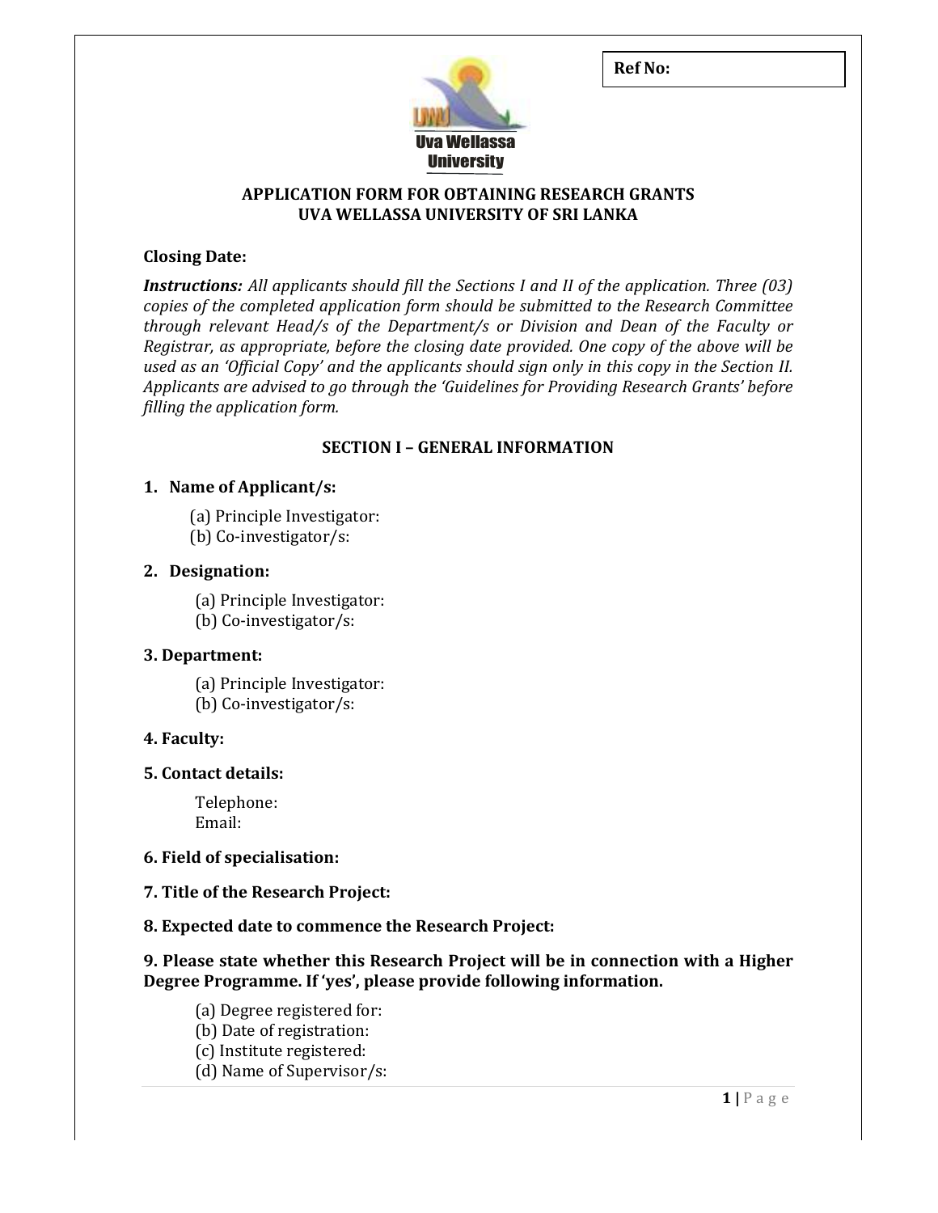**Ref No:**

Uva Wellassa University

# APPLICATION FORM FOR OBTAINING RESEARCH GRANTS
# UVA WELLASSA UNIVERSITY OF SRI LANKA

**Closing Date:**

***Instructions:*** *All applicants should fill the Sections I and II of the application. Three (03) copies of the completed application form should be submitted to the Research Committee through relevant Head/s of the Department/s or Division and Dean of the Faculty or Registrar, as appropriate, before the closing date provided. One copy of the above will be used as an 'Official Copy' and the applicants should sign only in this copy in the Section II. Applicants are advised to go through the 'Guidelines for Providing Research Grants' before filling the application form.*

## SECTION I – GENERAL INFORMATION

**1. Name of Applicant/s:**

(a) Principle Investigator:
(b) Co-investigator/s:

**2. Designation:**

(a) Principle Investigator:
(b) Co-investigator/s:

**3. Department:**

(a) Principle Investigator:
(b) Co-investigator/s:

**4. Faculty:**

**5. Contact details:**

Telephone:
Email:

**6. Field of specialisation:**

**7. Title of the Research Project:**

**8. Expected date to commence the Research Project:**

**9. Please state whether this Research Project will be in connection with a Higher Degree Programme. If 'yes', please provide following information.**

(a) Degree registered for:
(b) Date of registration:
(c) Institute registered:
(d) Name of Supervisor/s: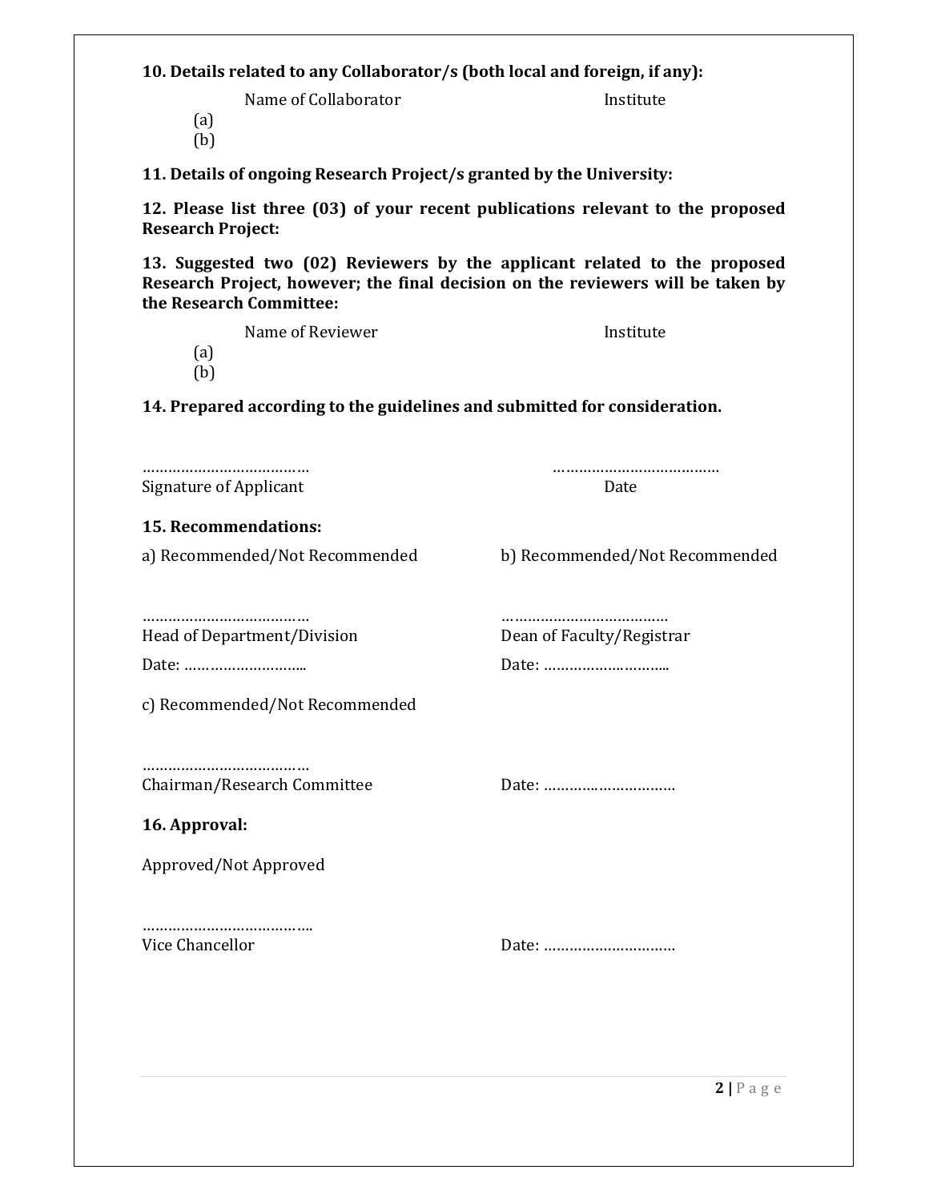**10. Details related to any Collaborator/s (both local and foreign, if any):**

| | Name of Collaborator | Institute |
|---|---|---|
| (a) | | |
| (b) | | |

**11. Details of ongoing Research Project/s granted by the University:**

**12. Please list three (03) of your recent publications relevant to the proposed Research Project:**

**13. Suggested two (02) Reviewers by the applicant related to the proposed Research Project, however; the final decision on the reviewers will be taken by the Research Committee:**

| | Name of Reviewer | Institute |
|---|---|---|
| (a) | | |
| (b) | | |

**14. Prepared according to the guidelines and submitted for consideration.**

………………………………… ………………………………….
Signature of Applicant Date

**15. Recommendations:**

a) Recommended/Not Recommended

…………………………………
Head of Department/Division

Date: ………………………..

b) Recommended/Not Recommended

…………………………………
Dean of Faculty/Registrar

Date: ………………………..

c) Recommended/Not Recommended

…………………………………
Chairman/Research Committee

Date: …………………………

**16. Approval:**

Approved/Not Approved

………………………………..
Vice Chancellor

Date: …………………………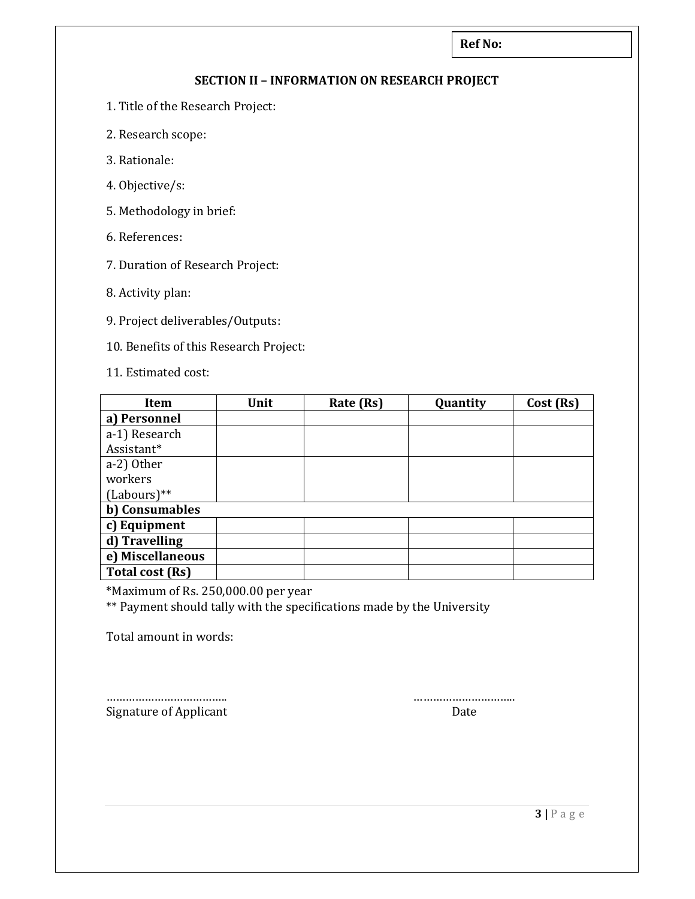**Ref No:**

## SECTION II – INFORMATION ON RESEARCH PROJECT

1. Title of the Research Project:

2. Research scope:

3. Rationale:

4. Objective/s:

5. Methodology in brief:

6. References:

7. Duration of Research Project:

8. Activity plan:

9. Project deliverables/Outputs:

10. Benefits of this Research Project:

11. Estimated cost:

| Item | Unit | Rate (Rs) | Quantity | Cost (Rs) |
|---|---|---|---|---|
| **a) Personnel** | | | | |
| a-1) Research Assistant* | | | | |
| a-2) Other workers (Labours)** | | | | |
| **b) Consumables** | | | | |
| **c) Equipment** | | | | |
| **d) Travelling** | | | | |
| **e) Miscellaneous** | | | | |
| **Total cost (Rs)** | | | | |

*Maximum of Rs. 250,000.00 per year

** Payment should tally with the specifications made by the University

Total amount in words:

……………………………….. Signature of Applicant

………………………….. Date